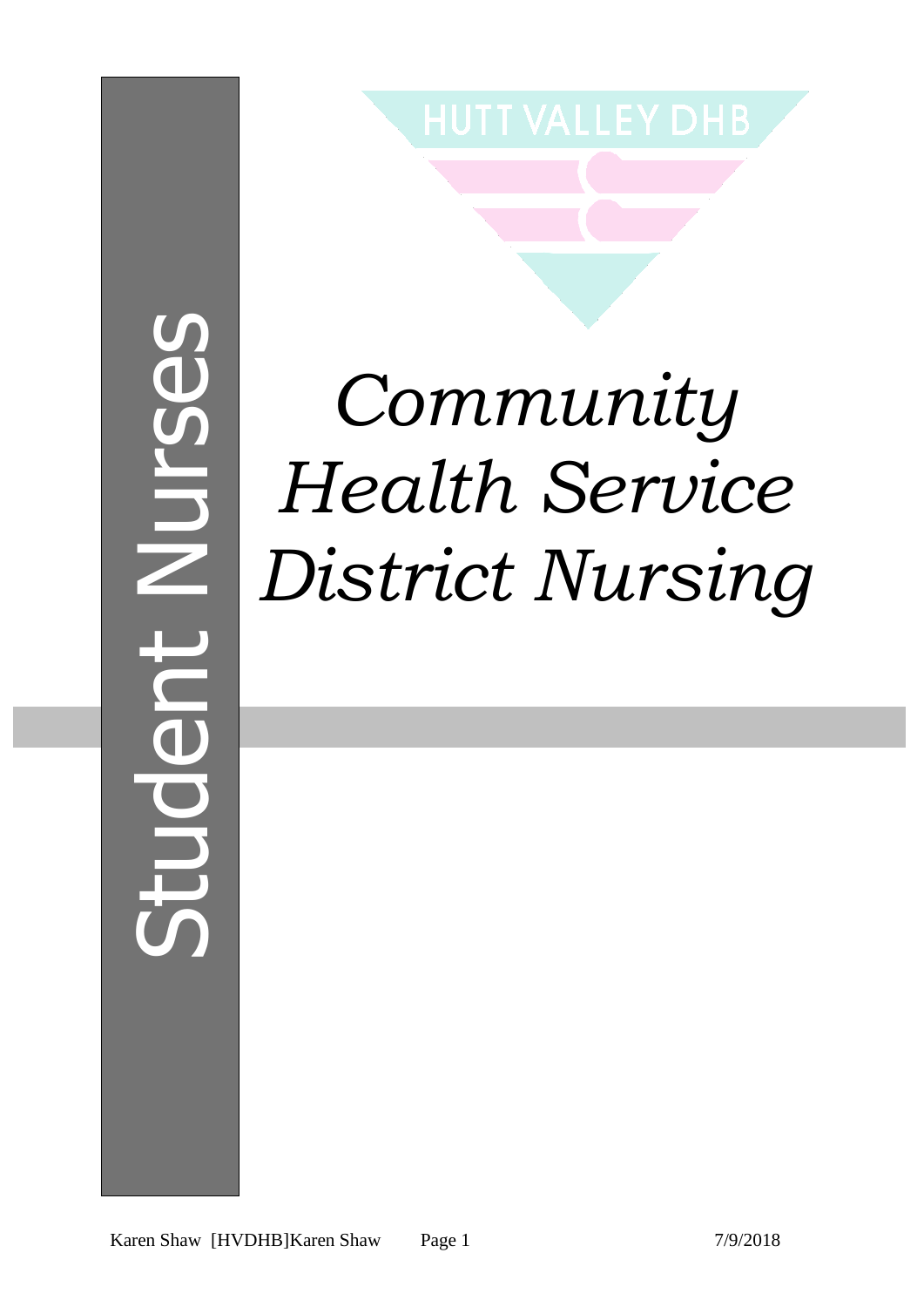HUTT VALLEY DHB

Student Nurses

# *Community Health Service District Nursing*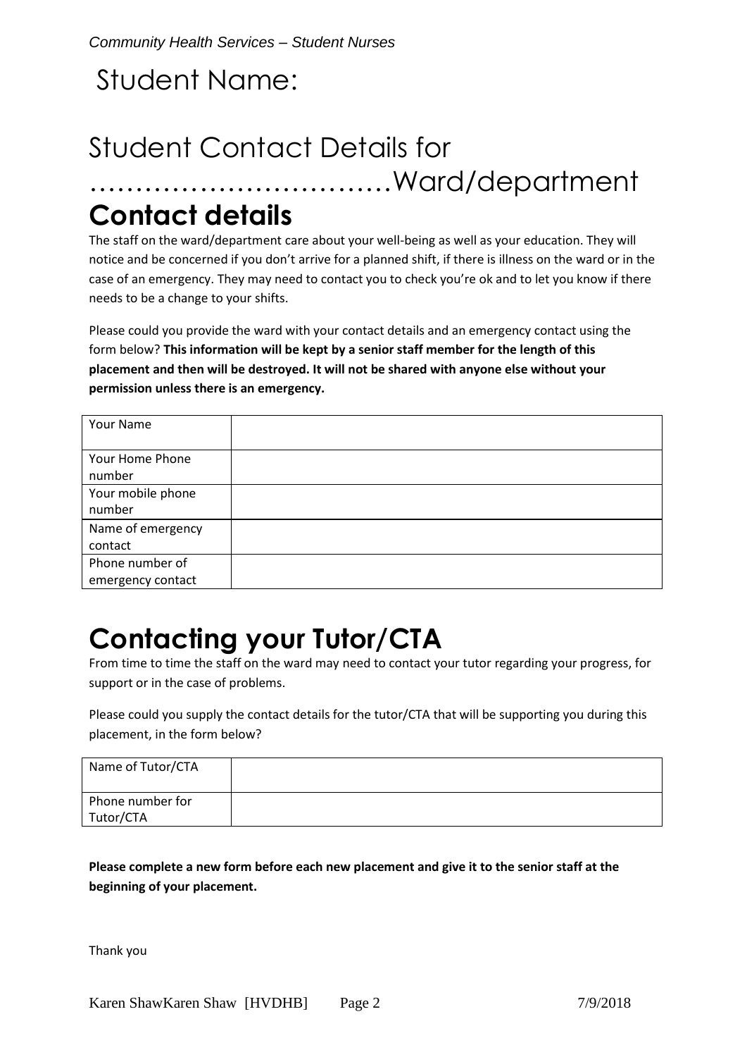# Student Name:

# Student Contact Details for ……………………………Ward/department

## Contact details

The staff on the ward/department care about your well-being as well as your education. They will notice and be concerned if you don't arrive for a planned shift, if there is illness on the ward or in the case of an emergency. They may need to contact you to check you're ok and to let you know if there needs to be a change to your shifts.

Please could you provide the ward with your contact details and an emergency contact using the form below? **This information will be kept by a senior staff member for the length of this placement and then will be destroyed. It will not be shared with anyone else without your permission unless there is an emergency.**

| | |
|---|---|
| Your Name | |
| Your Home Phone number | |
| Your mobile phone number | |
| Name of emergency contact | |
| Phone number of emergency contact | |

## Contacting your Tutor/CTA

From time to time the staff on the ward may need to contact your tutor regarding your progress, for support or in the case of problems.

Please could you supply the contact details for the tutor/CTA that will be supporting you during this placement, in the form below?

| | |
|---|---|
| Name of Tutor/CTA | |
| Phone number for Tutor/CTA | |

**Please complete a new form before each new placement and give it to the senior staff at the beginning of your placement.**

Thank you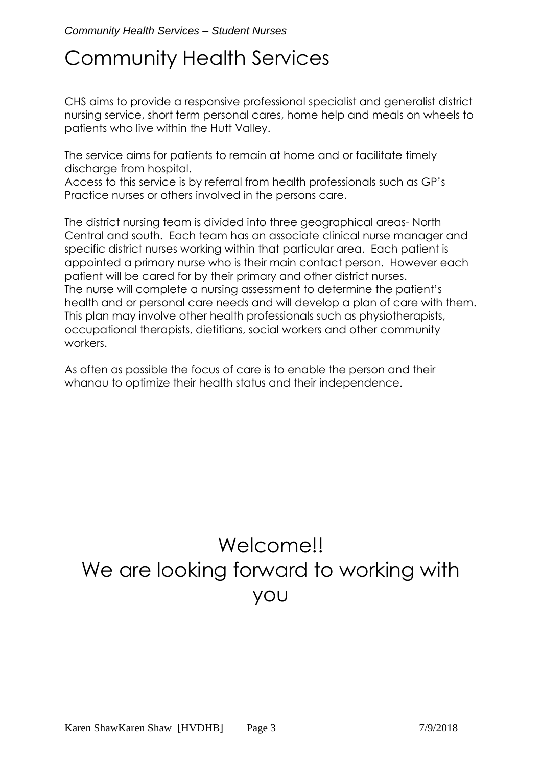# Community Health Services

CHS aims to provide a responsive professional specialist and generalist district nursing service, short term personal cares, home help and meals on wheels to patients who live within the Hutt Valley.

The service aims for patients to remain at home and or facilitate timely discharge from hospital.
Access to this service is by referral from health professionals such as GP's Practice nurses or others involved in the persons care.

The district nursing team is divided into three geographical areas- North Central and south. Each team has an associate clinical nurse manager and specific district nurses working within that particular area. Each patient is appointed a primary nurse who is their main contact person. However each patient will be cared for by their primary and other district nurses.
The nurse will complete a nursing assessment to determine the patient's health and or personal care needs and will develop a plan of care with them. This plan may involve other health professionals such as physiotherapists, occupational therapists, dietitians, social workers and other community workers.

As often as possible the focus of care is to enable the person and their whanau to optimize their health status and their independence.

Welcome!!
We are looking forward to working with you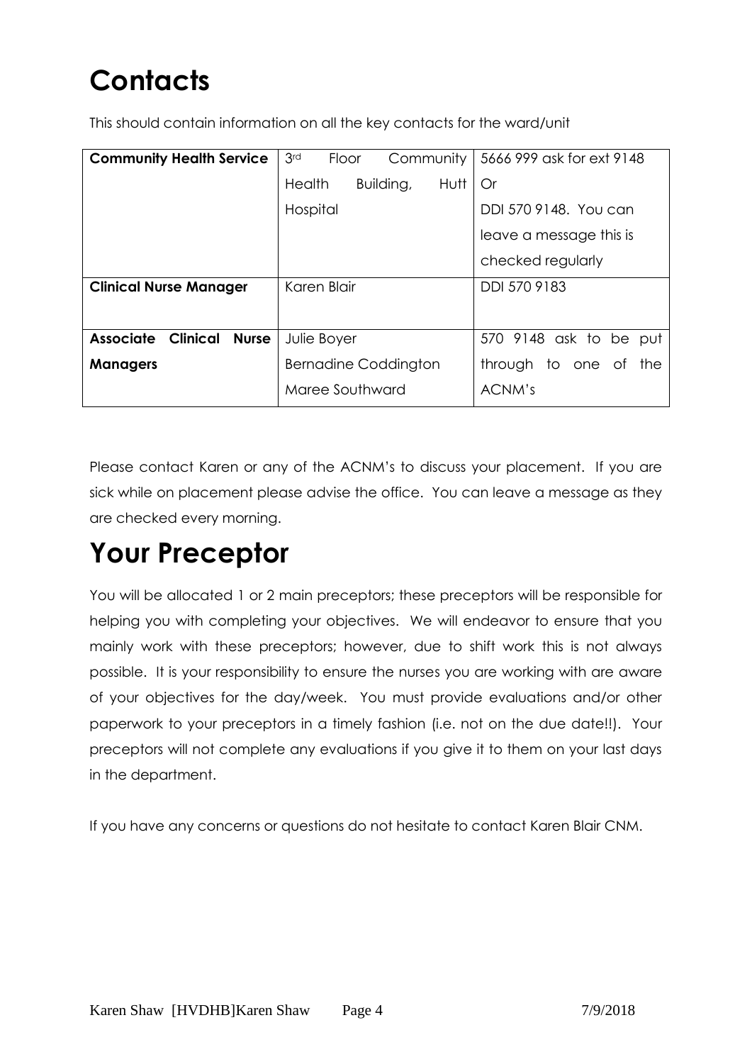# Contacts

This should contain information on all the key contacts for the ward/unit

| **Community Health Service** | 3rd Floor Community Health Building, Hutt Hospital | 5666 999 ask for ext 9148 Or DDI 570 9148. You can leave a message this is checked regularly |
|---|---|---|
| **Clinical Nurse Manager** | Karen Blair | DDI 570 9183 |
| **Associate Clinical Nurse Managers** | Julie Boyer<br>Bernadine Coddington<br>Maree Southward | 570 9148 ask to be put through to one of the ACNM's |

Please contact Karen or any of the ACNM's to discuss your placement. If you are sick while on placement please advise the office. You can leave a message as they are checked every morning.

# Your Preceptor

You will be allocated 1 or 2 main preceptors; these preceptors will be responsible for helping you with completing your objectives. We will endeavor to ensure that you mainly work with these preceptors; however, due to shift work this is not always possible. It is your responsibility to ensure the nurses you are working with are aware of your objectives for the day/week. You must provide evaluations and/or other paperwork to your preceptors in a timely fashion (i.e. not on the due date!!). Your preceptors will not complete any evaluations if you give it to them on your last days in the department.

If you have any concerns or questions do not hesitate to contact Karen Blair CNM.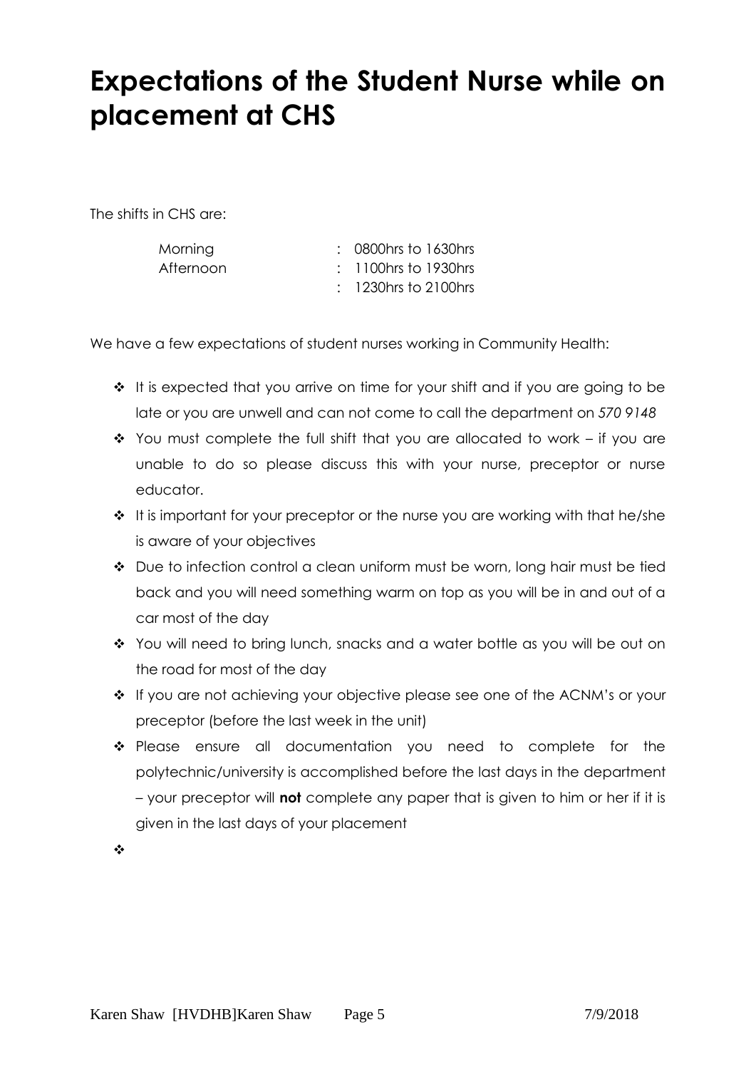# Expectations of the Student Nurse while on placement at CHS

The shifts in CHS are:

| | |
|---|---|
| Morning | : 0800hrs to 1630hrs |
| Afternoon | : 1100hrs to 1930hrs |
| | : 1230hrs to 2100hrs |

We have a few expectations of student nurses working in Community Health:

- It is expected that you arrive on time for your shift and if you are going to be late or you are unwell and can not come to call the department on *570 9148*
- You must complete the full shift that you are allocated to work – if you are unable to do so please discuss this with your nurse, preceptor or nurse educator.
- It is important for your preceptor or the nurse you are working with that he/she is aware of your objectives
- Due to infection control a clean uniform must be worn, long hair must be tied back and you will need something warm on top as you will be in and out of a car most of the day
- You will need to bring lunch, snacks and a water bottle as you will be out on the road for most of the day
- If you are not achieving your objective please see one of the ACNM's or your preceptor (before the last week in the unit)
- Please ensure all documentation you need to complete for the polytechnic/university is accomplished before the last days in the department – your preceptor will **not** complete any paper that is given to him or her if it is given in the last days of your placement
-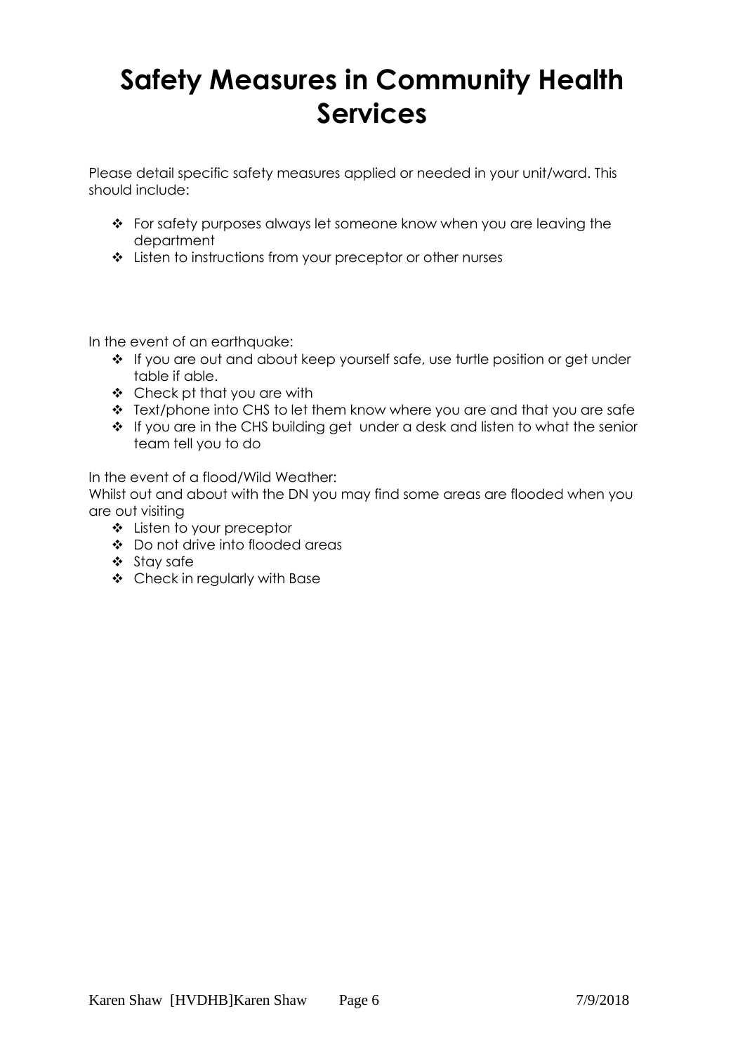# Safety Measures in Community Health Services

Please detail specific safety measures applied or needed in your unit/ward. This should include:

- For safety purposes always let someone know when you are leaving the department
- Listen to instructions from your preceptor or other nurses

In the event of an earthquake:

- If you are out and about keep yourself safe, use turtle position or get under table if able.
- Check pt that you are with
- Text/phone into CHS to let them know where you are and that you are safe
- If you are in the CHS building get under a desk and listen to what the senior team tell you to do

In the event of a flood/Wild Weather:

Whilst out and about with the DN you may find some areas are flooded when you are out visiting

- Listen to your preceptor
- Do not drive into flooded areas
- Stay safe
- Check in regularly with Base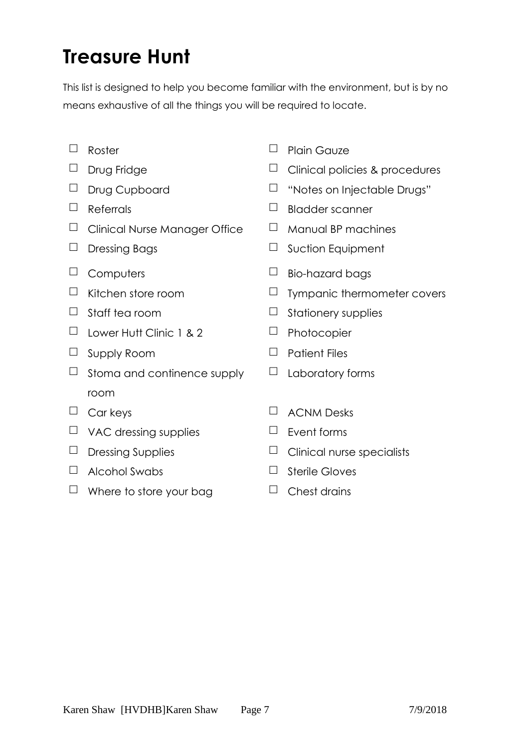# Treasure Hunt

This list is designed to help you become familiar with the environment, but is by no means exhaustive of all the things you will be required to locate.

- ☐ Roster
- ☐ Drug Fridge
- ☐ Drug Cupboard
- ☐ Referrals
- ☐ Clinical Nurse Manager Office
- ☐ Dressing Bags
- ☐ Computers
- ☐ Kitchen store room
- ☐ Staff tea room
- ☐ Lower Hutt Clinic 1 & 2
- ☐ Supply Room
- ☐ Stoma and continence supply room
- ☐ Car keys
- ☐ VAC dressing supplies
- ☐ Dressing Supplies
- ☐ Alcohol Swabs
- ☐ Where to store your bag
- ☐ Plain Gauze
- ☐ Clinical policies & procedures
- ☐ "Notes on Injectable Drugs"
- ☐ Bladder scanner
- ☐ Manual BP machines
- ☐ Suction Equipment
- ☐ Bio-hazard bags
- ☐ Tympanic thermometer covers
- ☐ Stationery supplies
- ☐ Photocopier
- ☐ Patient Files
- ☐ Laboratory forms
- ☐ ACNM Desks
- ☐ Event forms
- ☐ Clinical nurse specialists
- ☐ Sterile Gloves
- ☐ Chest drains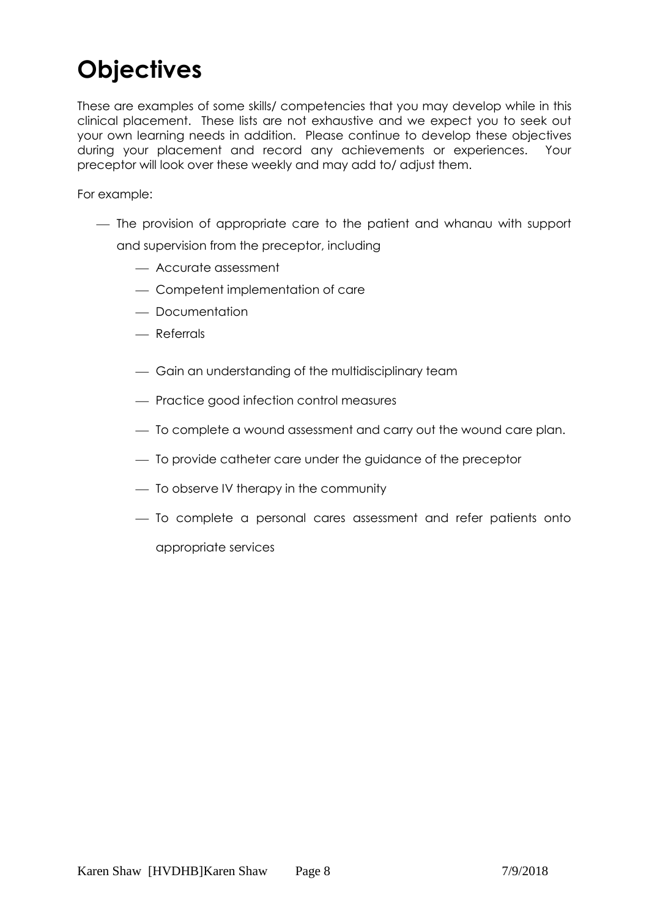# Objectives

These are examples of some skills/ competencies that you may develop while in this clinical placement. These lists are not exhaustive and we expect you to seek out your own learning needs in addition. Please continue to develop these objectives during your placement and record any achievements or experiences. Your preceptor will look over these weekly and may add to/ adjust them.

For example:

- The provision of appropriate care to the patient and whanau with support and supervision from the preceptor, including
  - Accurate assessment
  - Competent implementation of care
  - Documentation
  - Referrals
  - Gain an understanding of the multidisciplinary team
  - Practice good infection control measures
  - To complete a wound assessment and carry out the wound care plan.
  - To provide catheter care under the guidance of the preceptor
  - To observe IV therapy in the community
  - To complete a personal cares assessment and refer patients onto appropriate services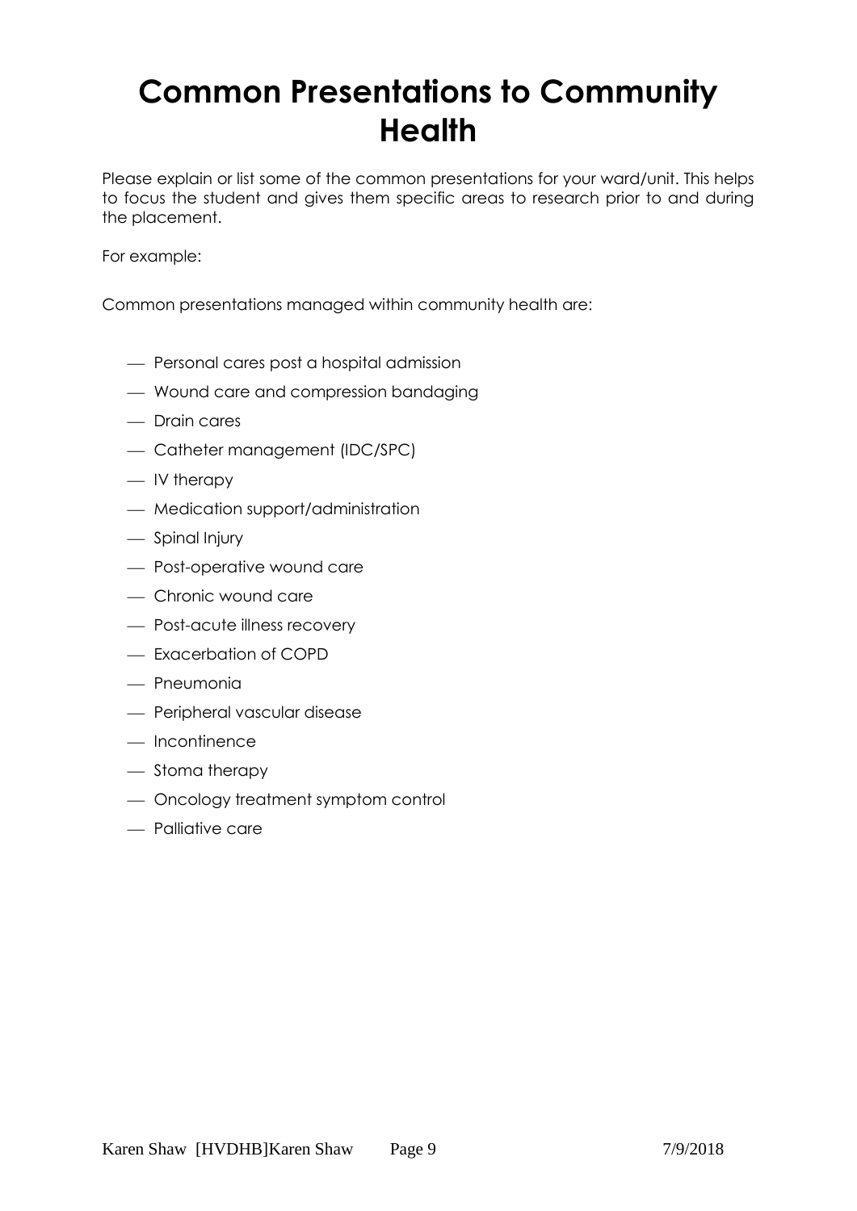# Common Presentations to Community Health

Please explain or list some of the common presentations for your ward/unit. This helps to focus the student and gives them specific areas to research prior to and during the placement.

For example:

Common presentations managed within community health are:

- Personal cares post a hospital admission
- Wound care and compression bandaging
- Drain cares
- Catheter management (IDC/SPC)
- IV therapy
- Medication support/administration
- Spinal Injury
- Post-operative wound care
- Chronic wound care
- Post-acute illness recovery
- Exacerbation of COPD
- Pneumonia
- Peripheral vascular disease
- Incontinence
- Stoma therapy
- Oncology treatment symptom control
- Palliative care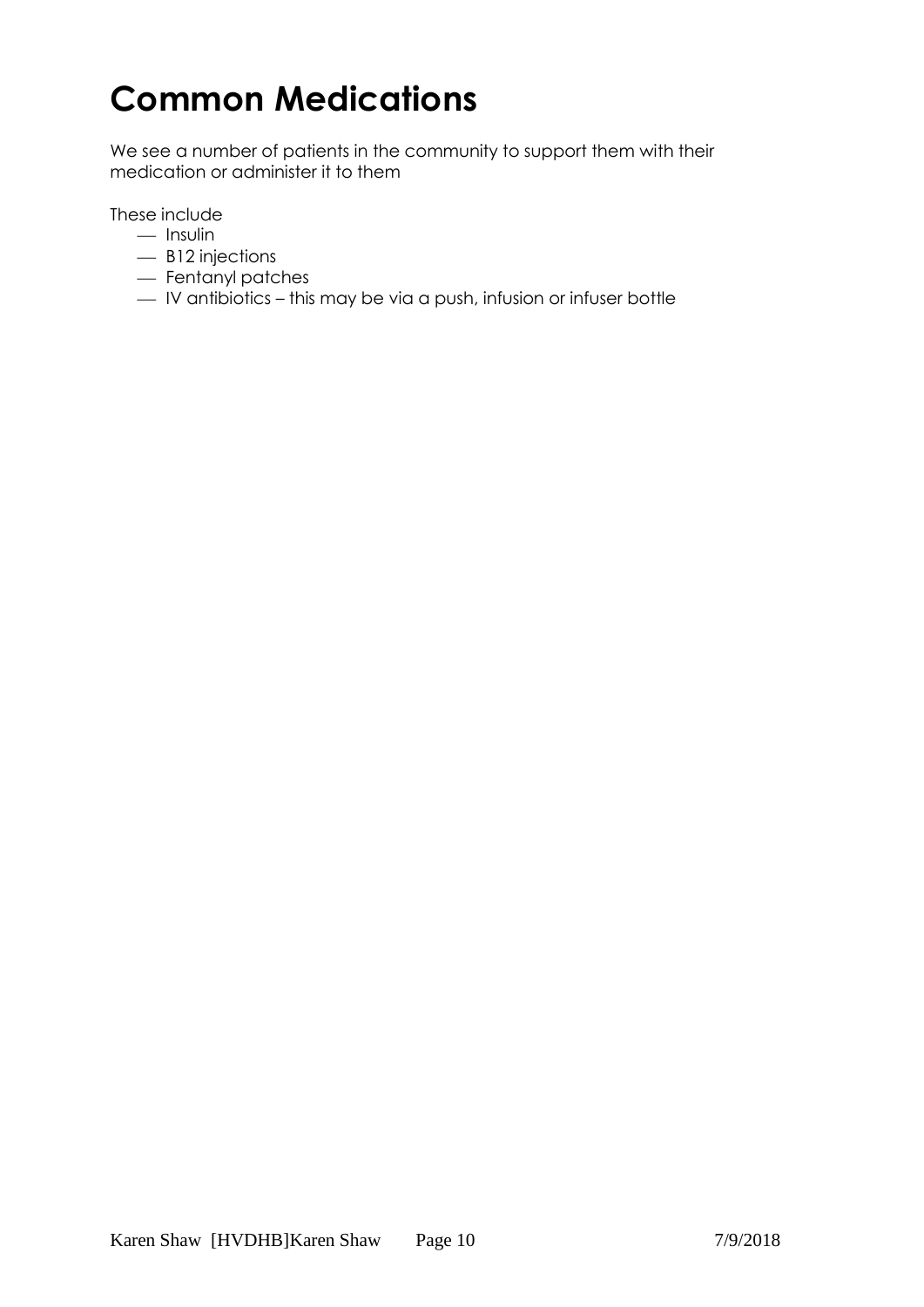# Common Medications

We see a number of patients in the community to support them with their medication or administer it to them

These include

- Insulin
- B12 injections
- Fentanyl patches
- IV antibiotics – this may be via a push, infusion or infuser bottle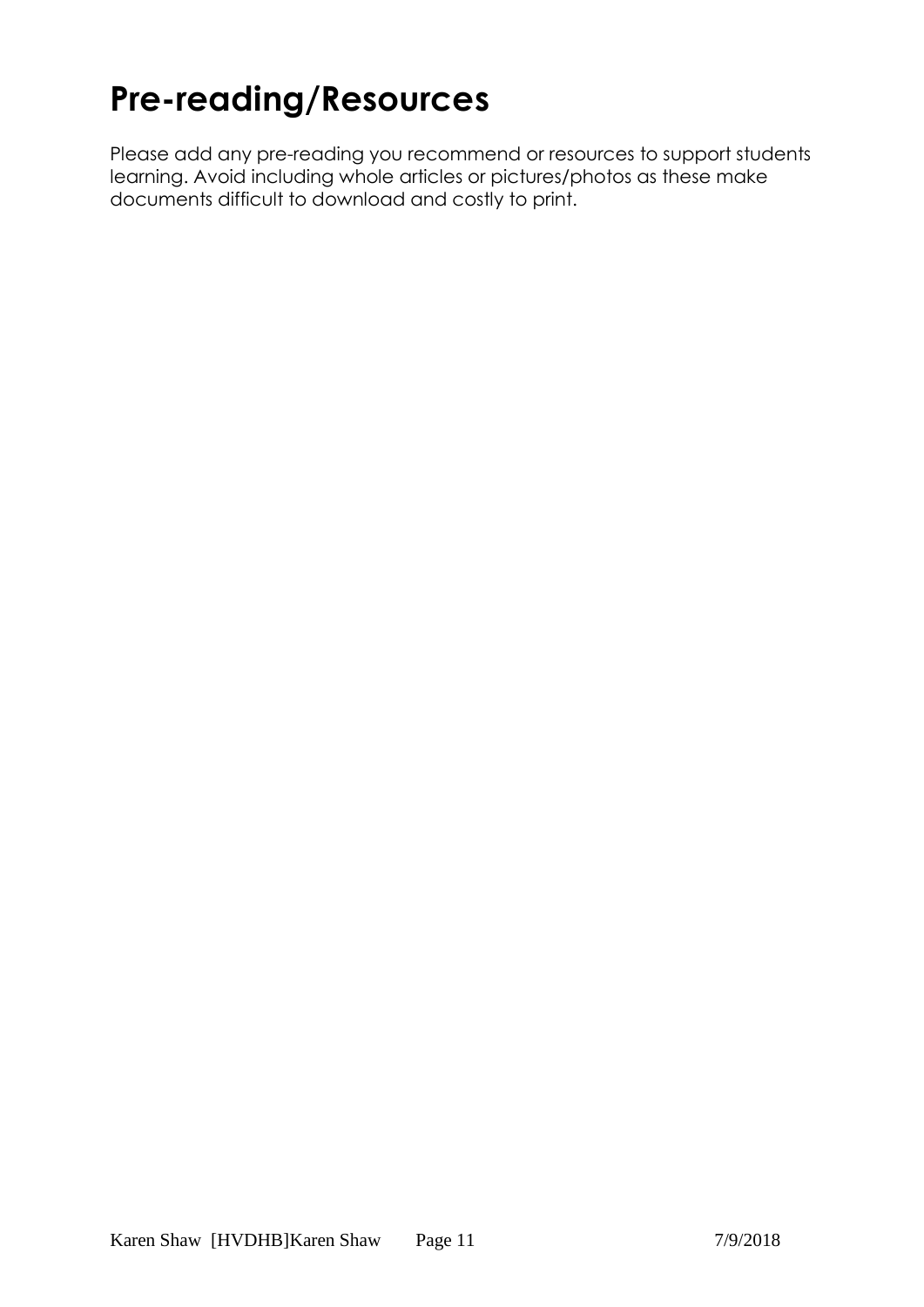# Pre-reading/Resources

Please add any pre-reading you recommend or resources to support students learning. Avoid including whole articles or pictures/photos as these make documents difficult to download and costly to print.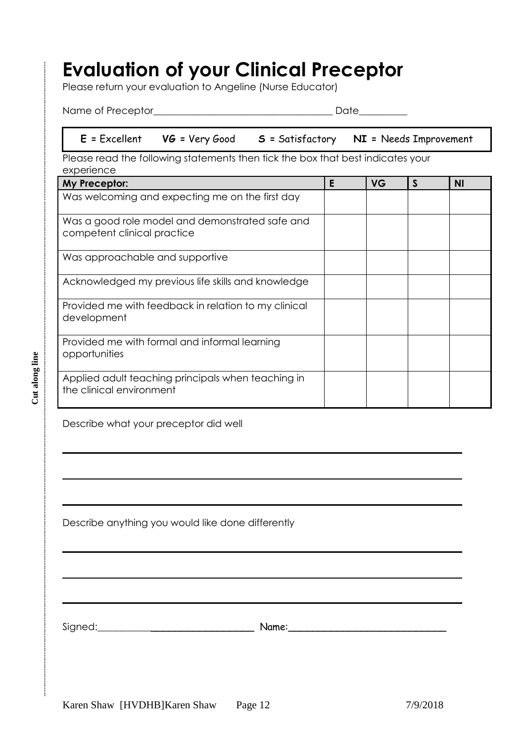# Evaluation of your Clinical Preceptor

Please return your evaluation to Angeline (Nurse Educator)

Name of Preceptor_________________________________ Date_________

| **E** = Excellent | **VG** = Very Good | **S** = Satisfactory | **NI** = Needs Improvement |
|---|---|---|---|

Please read the following statements then tick the box that best indicates your experience

| My Preceptor: | E | VG | S | NI |
|---|---|---|---|---|
| Was welcoming and expecting me on the first day | | | | |
| Was a good role model and demonstrated safe and competent clinical practice | | | | |
| Was approachable and supportive | | | | |
| Acknowledged my previous life skills and knowledge | | | | |
| Provided me with feedback in relation to my clinical development | | | | |
| Provided me with formal and informal learning opportunities | | | | |
| Applied adult teaching principals when teaching in the clinical environment | | | | |

Describe what your preceptor did well

___________________________________________________________________________

___________________________________________________________________________

___________________________________________________________________________

Describe anything you would like done differently

___________________________________________________________________________

___________________________________________________________________________

___________________________________________________________________________

Signed:______________________________ Name:______________________________

Cut along line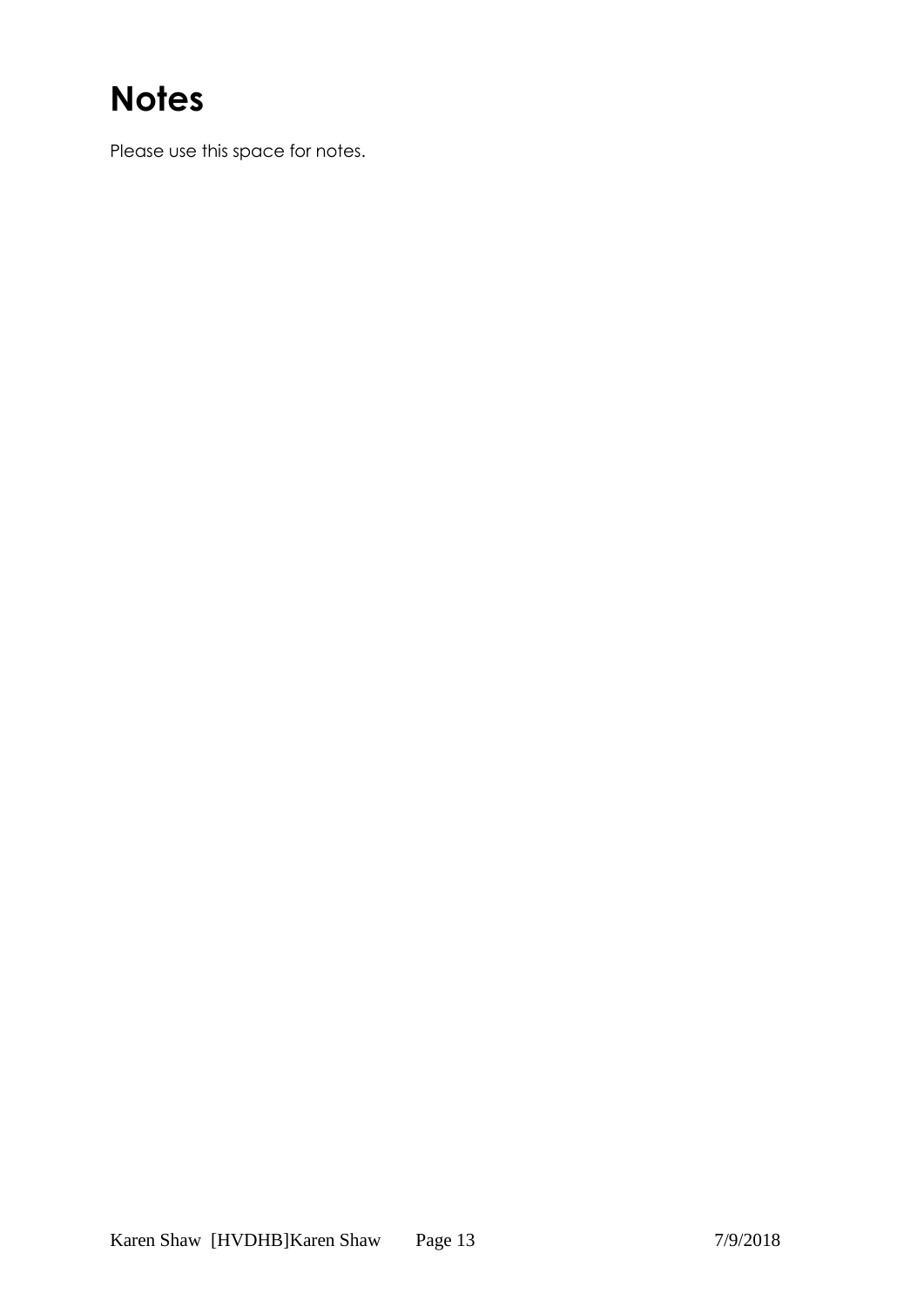# Notes

Please use this space for notes.